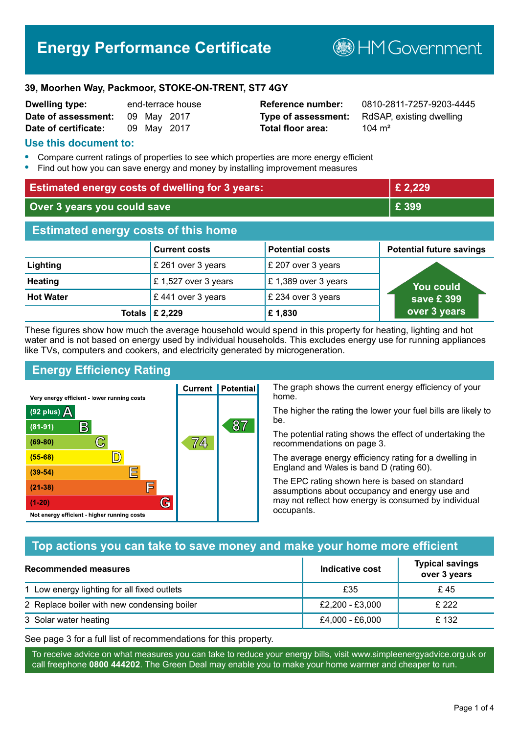# Energy Performance Certificate

HM Government

**39, Moorhen Way, Packmoor, STOKE-ON-TRENT, ST7 4GY**

| | | | |
|---|---|---|---|
| **Dwelling type:** | end-terrace house | **Reference number:** | 0810-2811-7257-9203-4445 |
| **Date of assessment:** | 09 May 2017 | **Type of assessment:** | RdSAP, existing dwelling |
| **Date of certificate:** | 09 May 2017 | **Total floor area:** | 104 m² |

## Use this document to:

- Compare current ratings of properties to see which properties are more energy efficient
- Find out how you can save energy and money by installing improvement measures

| | |
|---|---|
| **Estimated energy costs of dwelling for 3 years:** | **£ 2,229** |
| **Over 3 years you could save** | **£ 399** |

## Estimated energy costs of this home

| | Current costs | Potential costs | Potential future savings |
|---|---|---|---|
| **Lighting** | £ 261 over 3 years | £ 207 over 3 years | You could save £ 399 over 3 years |
| **Heating** | £ 1,527 over 3 years | £ 1,389 over 3 years | |
| **Hot Water** | £ 441 over 3 years | £ 234 over 3 years | |
| **Totals** | **£ 2,229** | **£ 1,830** | |

These figures show how much the average household would spend in this property for heating, lighting and hot water and is not based on energy used by individual households. This excludes energy use for running appliances like TVs, computers and cookers, and electricity generated by microgeneration.

## Energy Efficiency Rating

| Rating | Current | Potential |
|---|---|---|
| Very energy efficient - lower running costs | | |
| (92 plus) A | | |
| (81-91) B | | 87 |
| (69-80) C | 74 | |
| (55-68) D | | |
| (39-54) E | | |
| (21-38) F | | |
| (1-20) G | | |
| Not energy efficient - higher running costs | | |

The graph shows the current energy efficiency of your home.

The higher the rating the lower your fuel bills are likely to be.

The potential rating shows the effect of undertaking the recommendations on page 3.

The average energy efficiency rating for a dwelling in England and Wales is band D (rating 60).

The EPC rating shown here is based on standard assumptions about occupancy and energy use and may not reflect how energy is consumed by individual occupants.

## Top actions you can take to save money and make your home more efficient

| Recommended measures | Indicative cost | Typical savings over 3 years |
|---|---|---|
| 1 Low energy lighting for all fixed outlets | £35 | £ 45 |
| 2 Replace boiler with new condensing boiler | £2,200 - £3,000 | £ 222 |
| 3 Solar water heating | £4,000 - £6,000 | £ 132 |

See page 3 for a full list of recommendations for this property.

To receive advice on what measures you can take to reduce your energy bills, visit www.simpleenergyadvice.org.uk or call freephone **0800 444202**. The Green Deal may enable you to make your home warmer and cheaper to run.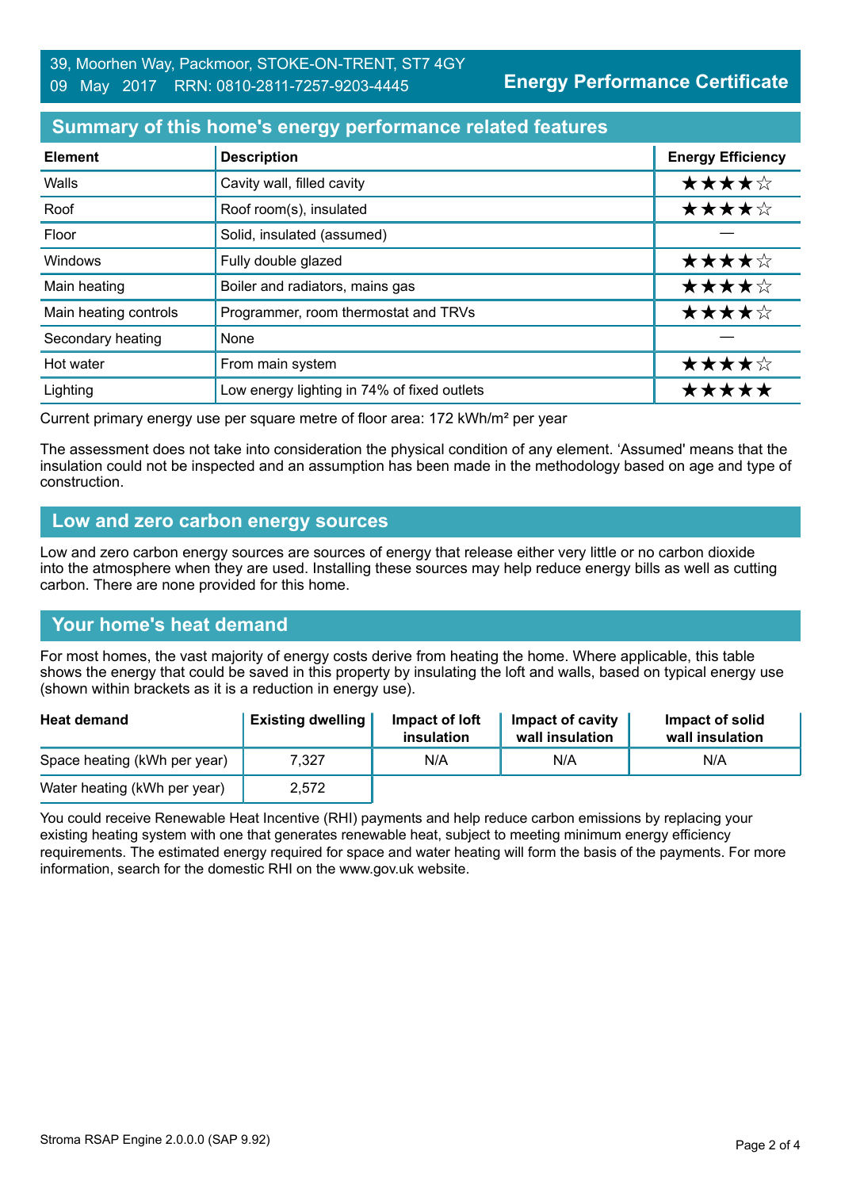39, Moorhen Way, Packmoor, STOKE-ON-TRENT, ST7 4GY
09 May 2017 RRN: 0810-2811-7257-9203-4445

**Energy Performance Certificate**

## Summary of this home's energy performance related features

| Element | Description | Energy Efficiency |
|---|---|---|
| Walls | Cavity wall, filled cavity | ★★★★☆ |
| Roof | Roof room(s), insulated | ★★★★☆ |
| Floor | Solid, insulated (assumed) | — |
| Windows | Fully double glazed | ★★★★☆ |
| Main heating | Boiler and radiators, mains gas | ★★★★☆ |
| Main heating controls | Programmer, room thermostat and TRVs | ★★★★☆ |
| Secondary heating | None | — |
| Hot water | From main system | ★★★★☆ |
| Lighting | Low energy lighting in 74% of fixed outlets | ★★★★★ |

Current primary energy use per square metre of floor area: 172 kWh/m² per year

The assessment does not take into consideration the physical condition of any element. 'Assumed' means that the insulation could not be inspected and an assumption has been made in the methodology based on age and type of construction.

## Low and zero carbon energy sources

Low and zero carbon energy sources are sources of energy that release either very little or no carbon dioxide into the atmosphere when they are used. Installing these sources may help reduce energy bills as well as cutting carbon. There are none provided for this home.

## Your home's heat demand

For most homes, the vast majority of energy costs derive from heating the home. Where applicable, this table shows the energy that could be saved in this property by insulating the loft and walls, based on typical energy use (shown within brackets as it is a reduction in energy use).

| Heat demand | Existing dwelling | Impact of loft insulation | Impact of cavity wall insulation | Impact of solid wall insulation |
|---|---|---|---|---|
| Space heating (kWh per year) | 7,327 | N/A | N/A | N/A |
| Water heating (kWh per year) | 2,572 | | | |

You could receive Renewable Heat Incentive (RHI) payments and help reduce carbon emissions by replacing your existing heating system with one that generates renewable heat, subject to meeting minimum energy efficiency requirements. The estimated energy required for space and water heating will form the basis of the payments. For more information, search for the domestic RHI on the www.gov.uk website.

Stroma RSAP Engine 2.0.0.0 (SAP 9.92)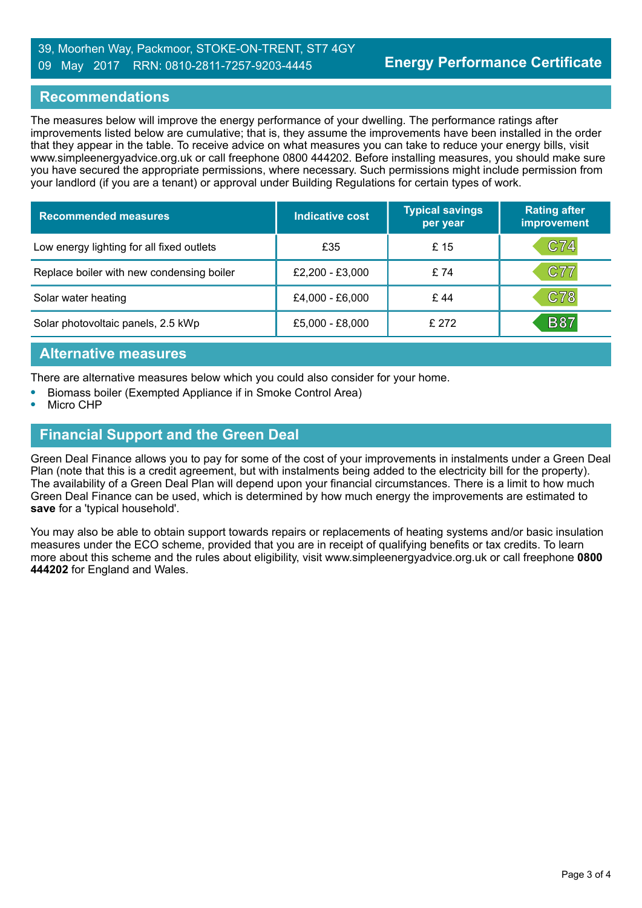39, Moorhen Way, Packmoor, STOKE-ON-TRENT, ST7 4GY
09 May 2017 RRN: 0810-2811-7257-9203-4445

# Energy Performance Certificate

## Recommendations

The measures below will improve the energy performance of your dwelling. The performance ratings after improvements listed below are cumulative; that is, they assume the improvements have been installed in the order that they appear in the table. To receive advice on what measures you can take to reduce your energy bills, visit www.simpleenergyadvice.org.uk or call freephone 0800 444202. Before installing measures, you should make sure you have secured the appropriate permissions, where necessary. Such permissions might include permission from your landlord (if you are a tenant) or approval under Building Regulations for certain types of work.

| Recommended measures | Indicative cost | Typical savings per year | Rating after improvement |
|---|---|---|---|
| Low energy lighting for all fixed outlets | £35 | £ 15 | C74 |
| Replace boiler with new condensing boiler | £2,200 - £3,000 | £ 74 | C77 |
| Solar water heating | £4,000 - £6,000 | £ 44 | C78 |
| Solar photovoltaic panels, 2.5 kWp | £5,000 - £8,000 | £ 272 | B87 |

## Alternative measures

There are alternative measures below which you could also consider for your home.

- Biomass boiler (Exempted Appliance if in Smoke Control Area)
- Micro CHP

## Financial Support and the Green Deal

Green Deal Finance allows you to pay for some of the cost of your improvements in instalments under a Green Deal Plan (note that this is a credit agreement, but with instalments being added to the electricity bill for the property). The availability of a Green Deal Plan will depend upon your financial circumstances. There is a limit to how much Green Deal Finance can be used, which is determined by how much energy the improvements are estimated to **save** for a 'typical household'.

You may also be able to obtain support towards repairs or replacements of heating systems and/or basic insulation measures under the ECO scheme, provided that you are in receipt of qualifying benefits or tax credits. To learn more about this scheme and the rules about eligibility, visit www.simpleenergyadvice.org.uk or call freephone **0800 444202** for England and Wales.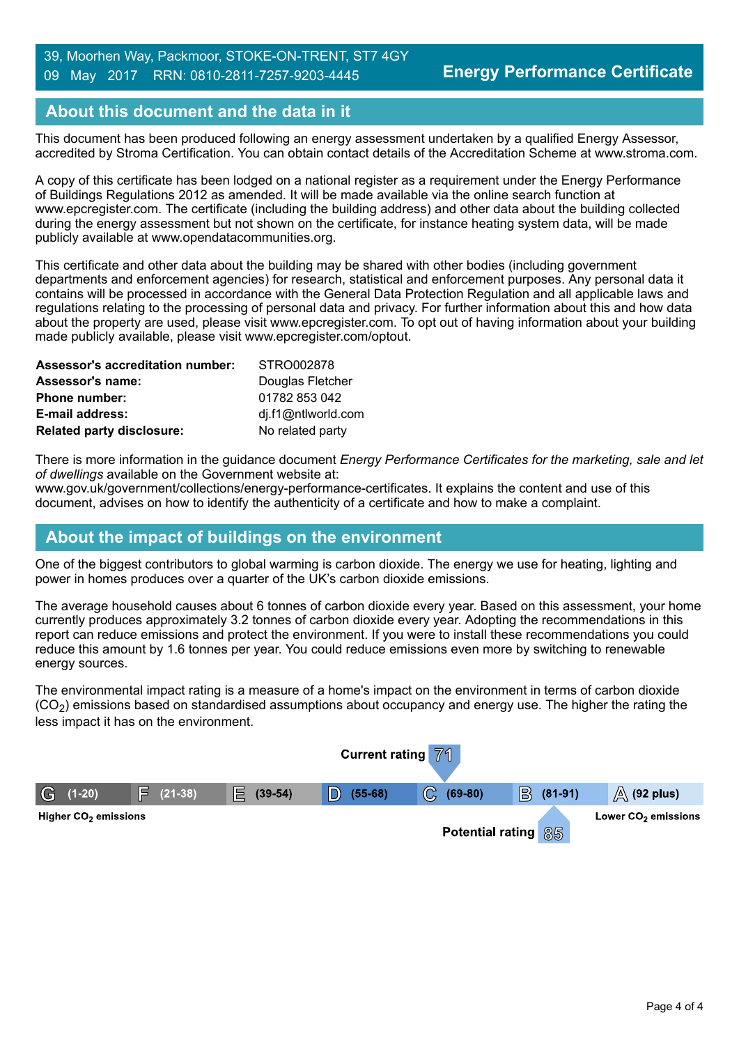39, Moorhen Way, Packmoor, STOKE-ON-TRENT, ST7 4GY
09 May 2017 RRN: 0810-2811-7257-9203-4445

**Energy Performance Certificate**

## About this document and the data in it

This document has been produced following an energy assessment undertaken by a qualified Energy Assessor, accredited by Stroma Certification. You can obtain contact details of the Accreditation Scheme at www.stroma.com.

A copy of this certificate has been lodged on a national register as a requirement under the Energy Performance of Buildings Regulations 2012 as amended. It will be made available via the online search function at www.epcregister.com. The certificate (including the building address) and other data about the building collected during the energy assessment but not shown on the certificate, for instance heating system data, will be made publicly available at www.opendatacommunities.org.

This certificate and other data about the building may be shared with other bodies (including government departments and enforcement agencies) for research, statistical and enforcement purposes. Any personal data it contains will be processed in accordance with the General Data Protection Regulation and all applicable laws and regulations relating to the processing of personal data and privacy. For further information about this and how data about the property are used, please visit www.epcregister.com. To opt out of having information about your building made publicly available, please visit www.epcregister.com/optout.

| | |
|---|---|
| **Assessor's accreditation number:** | STRO002878 |
| **Assessor's name:** | Douglas Fletcher |
| **Phone number:** | 01782 853 042 |
| **E-mail address:** | dj.f1@ntlworld.com |
| **Related party disclosure:** | No related party |

There is more information in the guidance document *Energy Performance Certificates for the marketing, sale and let of dwellings* available on the Government website at: www.gov.uk/government/collections/energy-performance-certificates. It explains the content and use of this document, advises on how to identify the authenticity of a certificate and how to make a complaint.

## About the impact of buildings on the environment

One of the biggest contributors to global warming is carbon dioxide. The energy we use for heating, lighting and power in homes produces over a quarter of the UK's carbon dioxide emissions.

The average household causes about 6 tonnes of carbon dioxide every year. Based on this assessment, your home currently produces approximately 3.2 tonnes of carbon dioxide every year. Adopting the recommendations in this report can reduce emissions and protect the environment. If you were to install these recommendations you could reduce this amount by 1.6 tonnes per year. You could reduce emissions even more by switching to renewable energy sources.

The environmental impact rating is a measure of a home's impact on the environment in terms of carbon dioxide ($CO_2$) emissions based on standardised assumptions about occupancy and energy use. The higher the rating the less impact it has on the environment.

Current rating 71

G (1-20) F (21-38) E (39-54) D (55-68) C (69-80) B (81-91) A (92 plus)

Higher $CO_2$ emissions

Lower $CO_2$ emissions

Potential rating 85